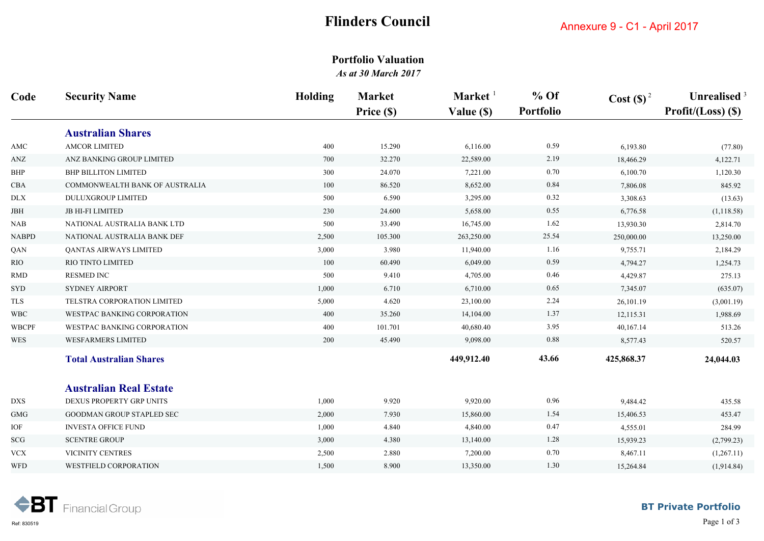# Flinders Council

Annexure 9 - C1 - April 2017

## Portfolio Valuation

*As at 30 March 2017*

| Code | Security Name | Holding | Market Price ($) | Market [1] Value ($) | % Of Portfolio | Cost ($) [2] | Unrealised [3] Profit/(Loss) ($) |
|---|---|---|---|---|---|---|---|
| | **Australian Shares** | | | | | | |
| AMC | AMCOR LIMITED | 400 | 15.290 | 6,116.00 | 0.59 | 6,193.80 | (77.80) |
| ANZ | ANZ BANKING GROUP LIMITED | 700 | 32.270 | 22,589.00 | 2.19 | 18,466.29 | 4,122.71 |
| BHP | BHP BILLITON LIMITED | 300 | 24.070 | 7,221.00 | 0.70 | 6,100.70 | 1,120.30 |
| CBA | COMMONWEALTH BANK OF AUSTRALIA | 100 | 86.520 | 8,652.00 | 0.84 | 7,806.08 | 845.92 |
| DLX | DULUXGROUP LIMITED | 500 | 6.590 | 3,295.00 | 0.32 | 3,308.63 | (13.63) |
| JBH | JB HI-FI LIMITED | 230 | 24.600 | 5,658.00 | 0.55 | 6,776.58 | (1,118.58) |
| NAB | NATIONAL AUSTRALIA BANK LTD | 500 | 33.490 | 16,745.00 | 1.62 | 13,930.30 | 2,814.70 |
| NABPD | NATIONAL AUSTRALIA BANK DEF | 2,500 | 105.300 | 263,250.00 | 25.54 | 250,000.00 | 13,250.00 |
| QAN | QANTAS AIRWAYS LIMITED | 3,000 | 3.980 | 11,940.00 | 1.16 | 9,755.71 | 2,184.29 |
| RIO | RIO TINTO LIMITED | 100 | 60.490 | 6,049.00 | 0.59 | 4,794.27 | 1,254.73 |
| RMD | RESMED INC | 500 | 9.410 | 4,705.00 | 0.46 | 4,429.87 | 275.13 |
| SYD | SYDNEY AIRPORT | 1,000 | 6.710 | 6,710.00 | 0.65 | 7,345.07 | (635.07) |
| TLS | TELSTRA CORPORATION LIMITED | 5,000 | 4.620 | 23,100.00 | 2.24 | 26,101.19 | (3,001.19) |
| WBC | WESTPAC BANKING CORPORATION | 400 | 35.260 | 14,104.00 | 1.37 | 12,115.31 | 1,988.69 |
| WBCPF | WESTPAC BANKING CORPORATION | 400 | 101.701 | 40,680.40 | 3.95 | 40,167.14 | 513.26 |
| WES | WESFARMERS LIMITED | 200 | 45.490 | 9,098.00 | 0.88 | 8,577.43 | 520.57 |
| | **Total Australian Shares** | | | **449,912.40** | **43.66** | **425,868.37** | **24,044.03** |
| | **Australian Real Estate** | | | | | | |
| DXS | DEXUS PROPERTY GRP UNITS | 1,000 | 9.920 | 9,920.00 | 0.96 | 9,484.42 | 435.58 |
| GMG | GOODMAN GROUP STAPLED SEC | 2,000 | 7.930 | 15,860.00 | 1.54 | 15,406.53 | 453.47 |
| IOF | INVESTA OFFICE FUND | 1,000 | 4.840 | 4,840.00 | 0.47 | 4,555.01 | 284.99 |
| SCG | SCENTRE GROUP | 3,000 | 4.380 | 13,140.00 | 1.28 | 15,939.23 | (2,799.23) |
| VCX | VICINITY CENTRES | 2,500 | 2.880 | 7,200.00 | 0.70 | 8,467.11 | (1,267.11) |
| WFD | WESTFIELD CORPORATION | 1,500 | 8.900 | 13,350.00 | 1.30 | 15,264.84 | (1,914.84) |

BT Financial Group

Ref: 830519

BT Private Portfolio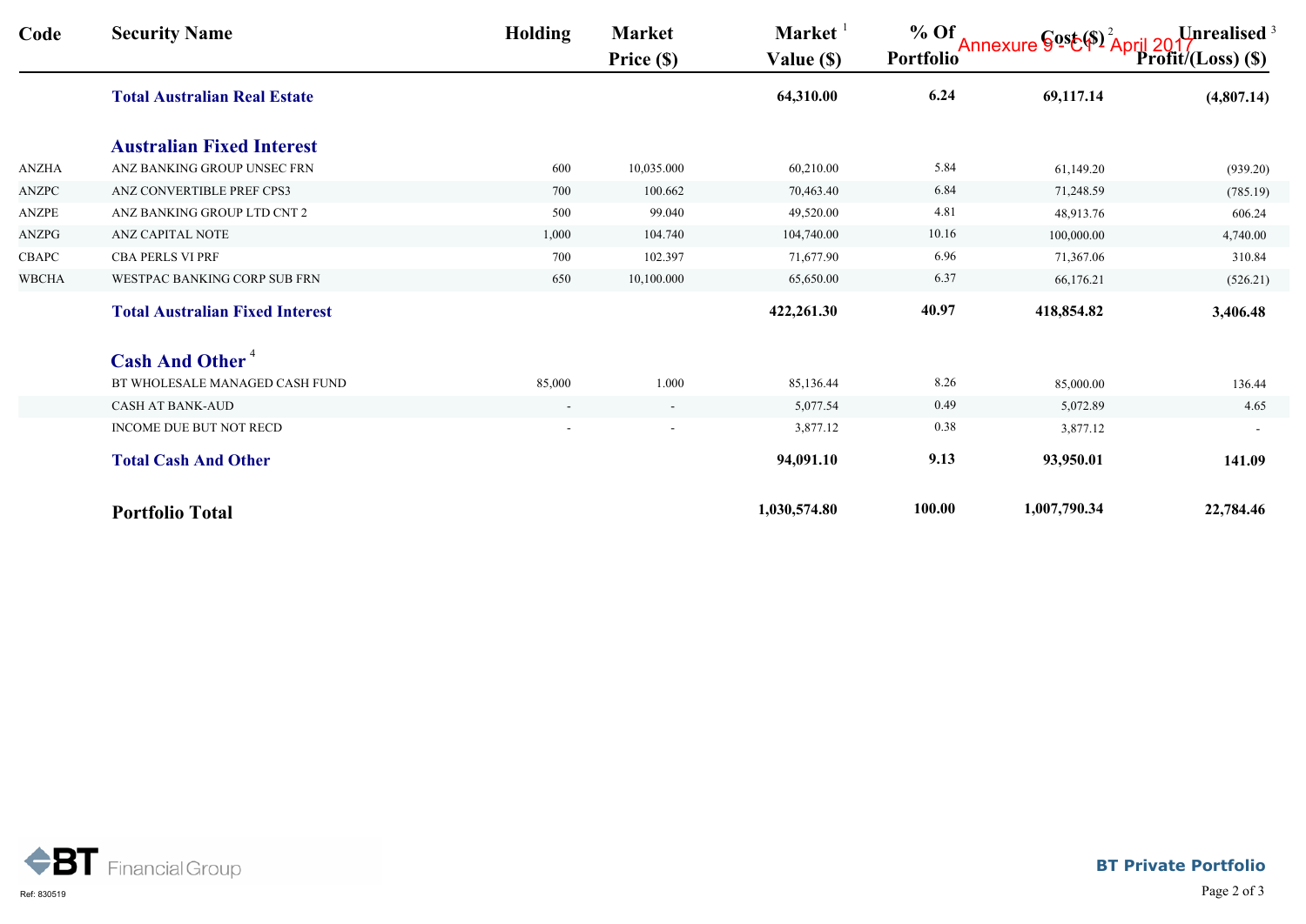Annexure 9 - C1 - April 2017

| Code | Security Name | Holding | Market Price ($) | Market[1] Value ($) | % Of Portfolio | Cost ($)[2] | Unrealised[3] Profit/(Loss) ($) |
|---|---|---|---|---|---|---|---|
| | **Total Australian Real Estate** | | | **64,310.00** | **6.24** | **69,117.14** | **(4,807.14)** |
| | **Australian Fixed Interest** | | | | | | |
| ANZHA | ANZ BANKING GROUP UNSEC FRN | 600 | 10,035.000 | 60,210.00 | 5.84 | 61,149.20 | (939.20) |
| ANZPC | ANZ CONVERTIBLE PREF CPS3 | 700 | 100.662 | 70,463.40 | 6.84 | 71,248.59 | (785.19) |
| ANZPE | ANZ BANKING GROUP LTD CNT 2 | 500 | 99.040 | 49,520.00 | 4.81 | 48,913.76 | 606.24 |
| ANZPG | ANZ CAPITAL NOTE | 1,000 | 104.740 | 104,740.00 | 10.16 | 100,000.00 | 4,740.00 |
| CBAPC | CBA PERLS VI PRF | 700 | 102.397 | 71,677.90 | 6.96 | 71,367.06 | 310.84 |
| WBCHA | WESTPAC BANKING CORP SUB FRN | 650 | 10,100.000 | 65,650.00 | 6.37 | 66,176.21 | (526.21) |
| | **Total Australian Fixed Interest** | | | **422,261.30** | **40.97** | **418,854.82** | **3,406.48** |
| | **Cash And Other[4]** | | | | | | |
| | BT WHOLESALE MANAGED CASH FUND | 85,000 | 1.000 | 85,136.44 | 8.26 | 85,000.00 | 136.44 |
| | CASH AT BANK-AUD | - | - | 5,077.54 | 0.49 | 5,072.89 | 4.65 |
| | INCOME DUE BUT NOT RECD | - | - | 3,877.12 | 0.38 | 3,877.12 | - |
| | **Total Cash And Other** | | | **94,091.10** | **9.13** | **93,950.01** | **141.09** |
| | **Portfolio Total** | | | **1,030,574.80** | **100.00** | **1,007,790.34** | **22,784.46** |

BT Financial Group

Ref: 830519

**BT Private Portfolio**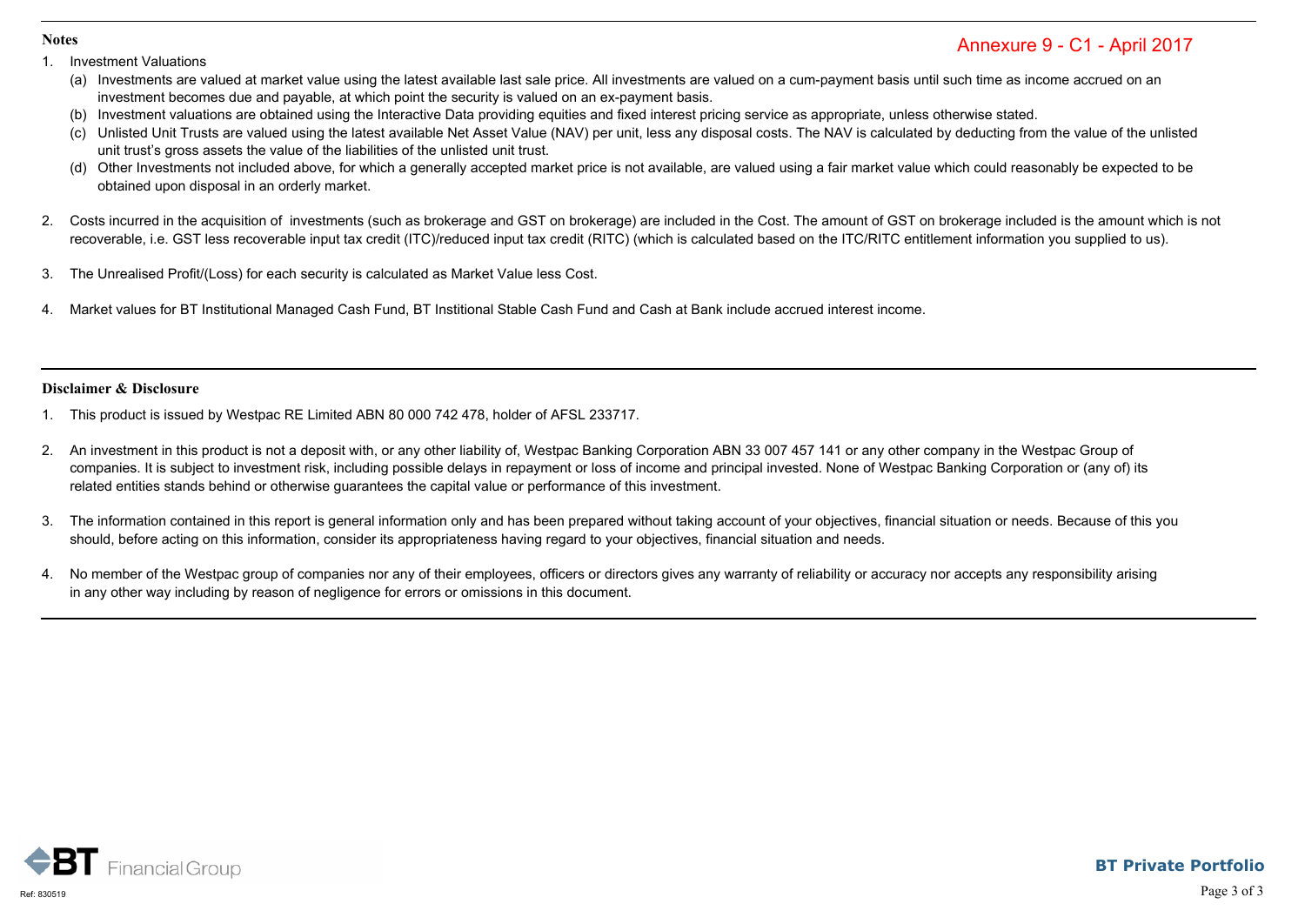Annexure 9 - C1 - April 2017

## Notes

1. Investment Valuations
   - (a) Investments are valued at market value using the latest available last sale price. All investments are valued on a cum-payment basis until such time as income accrued on an investment becomes due and payable, at which point the security is valued on an ex-payment basis.
   - (b) Investment valuations are obtained using the Interactive Data providing equities and fixed interest pricing service as appropriate, unless otherwise stated.
   - (c) Unlisted Unit Trusts are valued using the latest available Net Asset Value (NAV) per unit, less any disposal costs. The NAV is calculated by deducting from the value of the unlisted unit trust's gross assets the value of the liabilities of the unlisted unit trust.
   - (d) Other Investments not included above, for which a generally accepted market price is not available, are valued using a fair market value which could reasonably be expected to be obtained upon disposal in an orderly market.

2. Costs incurred in the acquisition of investments (such as brokerage and GST on brokerage) are included in the Cost. The amount of GST on brokerage included is the amount which is not recoverable, i.e. GST less recoverable input tax credit (ITC)/reduced input tax credit (RITC) (which is calculated based on the ITC/RITC entitlement information you supplied to us).

3. The Unrealised Profit/(Loss) for each security is calculated as Market Value less Cost.

4. Market values for BT Institutional Managed Cash Fund, BT Institional Stable Cash Fund and Cash at Bank include accrued interest income.

## Disclaimer & Disclosure

1. This product is issued by Westpac RE Limited ABN 80 000 742 478, holder of AFSL 233717.

2. An investment in this product is not a deposit with, or any other liability of, Westpac Banking Corporation ABN 33 007 457 141 or any other company in the Westpac Group of companies. It is subject to investment risk, including possible delays in repayment or loss of income and principal invested. None of Westpac Banking Corporation or (any of) its related entities stands behind or otherwise guarantees the capital value or performance of this investment.

3. The information contained in this report is general information only and has been prepared without taking account of your objectives, financial situation or needs. Because of this you should, before acting on this information, consider its appropriateness having regard to your objectives, financial situation and needs.

4. No member of the Westpac group of companies nor any of their employees, officers or directors gives any warranty of reliability or accuracy nor accepts any responsibility arising in any other way including by reason of negligence for errors or omissions in this document.

BT Financial Group

Ref: 830519

BT Private Portfolio